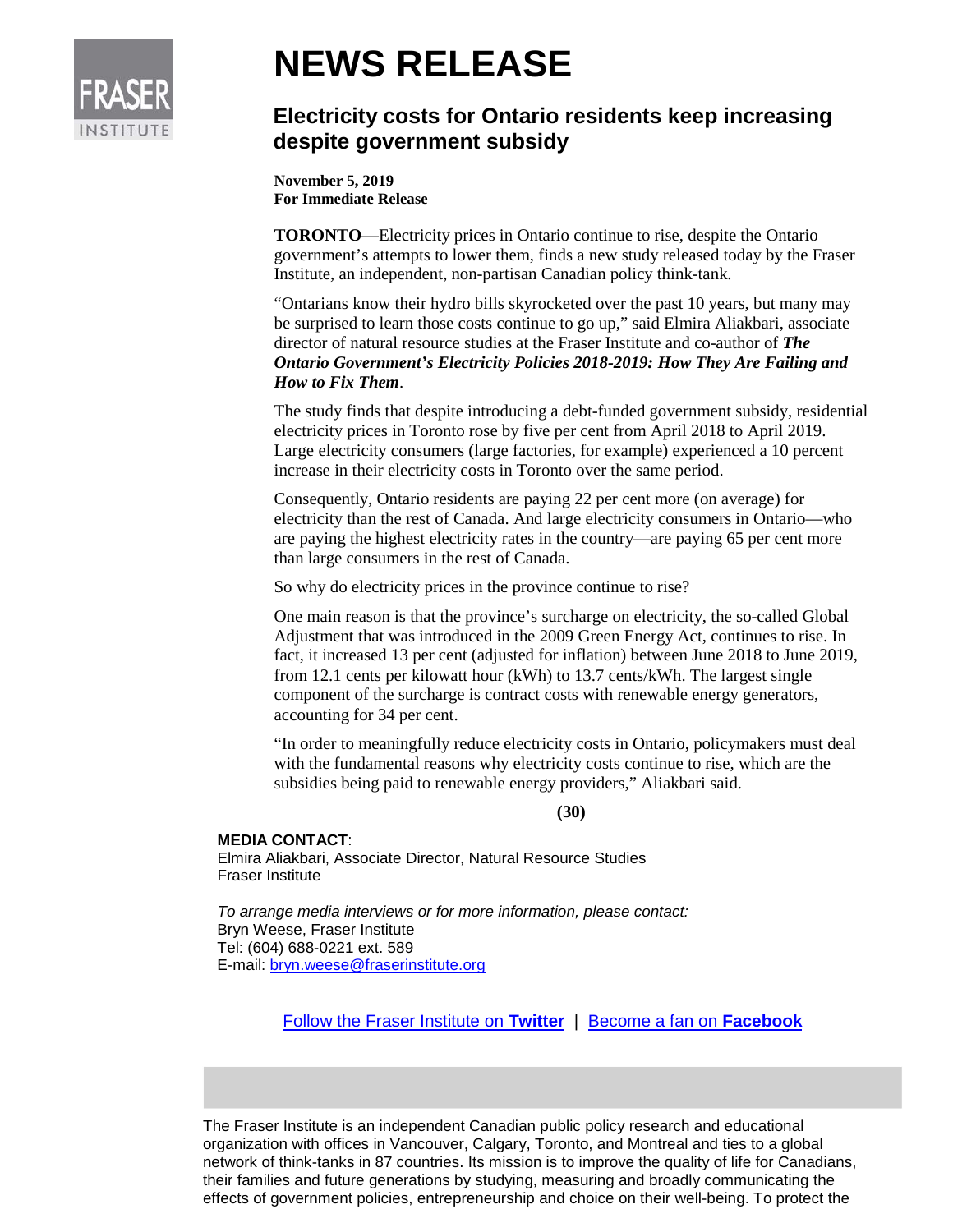# NEWS RELEASE

## Electricity costs for Ontario residents keep increasing despite government subsidy

**November 5, 2019**
**For Immediate Release**

**TORONTO**—Electricity prices in Ontario continue to rise, despite the Ontario government's attempts to lower them, finds a new study released today by the Fraser Institute, an independent, non-partisan Canadian policy think-tank.

"Ontarians know their hydro bills skyrocketed over the past 10 years, but many may be surprised to learn those costs continue to go up," said Elmira Aliakbari, associate director of natural resource studies at the Fraser Institute and co-author of ***The Ontario Government's Electricity Policies 2018-2019: How They Are Failing and How to Fix Them***.

The study finds that despite introducing a debt-funded government subsidy, residential electricity prices in Toronto rose by five per cent from April 2018 to April 2019. Large electricity consumers (large factories, for example) experienced a 10 percent increase in their electricity costs in Toronto over the same period.

Consequently, Ontario residents are paying 22 per cent more (on average) for electricity than the rest of Canada. And large electricity consumers in Ontario—who are paying the highest electricity rates in the country—are paying 65 per cent more than large consumers in the rest of Canada.

So why do electricity prices in the province continue to rise?

One main reason is that the province's surcharge on electricity, the so-called Global Adjustment that was introduced in the 2009 Green Energy Act, continues to rise. In fact, it increased 13 per cent (adjusted for inflation) between June 2018 to June 2019, from 12.1 cents per kilowatt hour (kWh) to 13.7 cents/kWh. The largest single component of the surcharge is contract costs with renewable energy generators, accounting for 34 per cent.

"In order to meaningfully reduce electricity costs in Ontario, policymakers must deal with the fundamental reasons why electricity costs continue to rise, which are the subsidies being paid to renewable energy providers," Aliakbari said.

**(30)**

**MEDIA CONTACT**:
Elmira Aliakbari, Associate Director, Natural Resource Studies
Fraser Institute

*To arrange media interviews or for more information, please contact:*
Bryn Weese, Fraser Institute
Tel: (604) 688-0221 ext. 589
E-mail: bryn.weese@fraserinstitute.org

Follow the Fraser Institute on **Twitter** | Become a fan on **Facebook**

The Fraser Institute is an independent Canadian public policy research and educational organization with offices in Vancouver, Calgary, Toronto, and Montreal and ties to a global network of think-tanks in 87 countries. Its mission is to improve the quality of life for Canadians, their families and future generations by studying, measuring and broadly communicating the effects of government policies, entrepreneurship and choice on their well-being. To protect the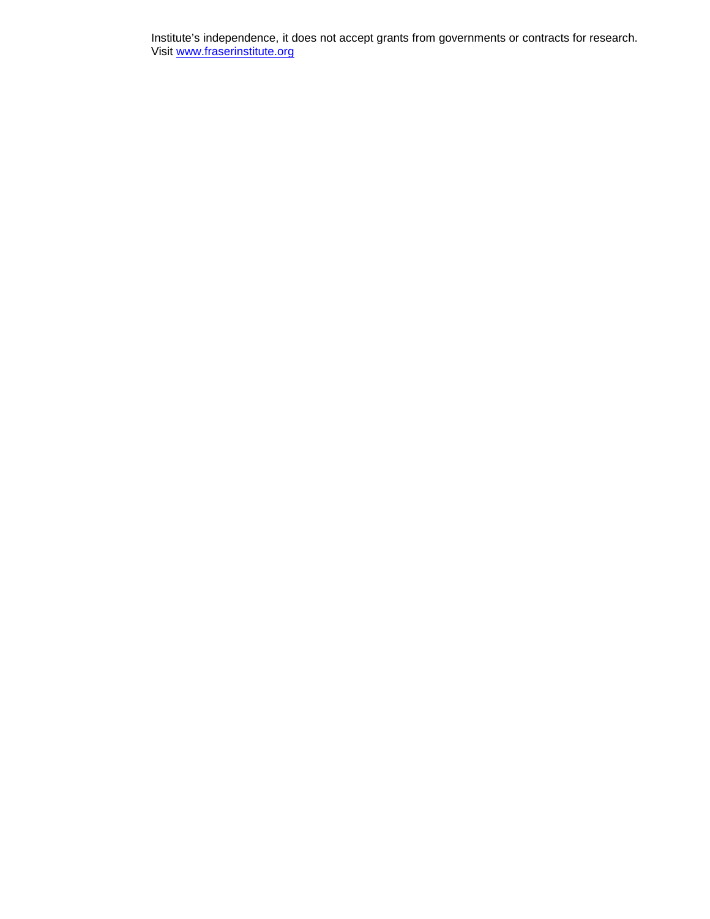Institute's independence, it does not accept grants from governments or contracts for research. Visit www.fraserinstitute.org